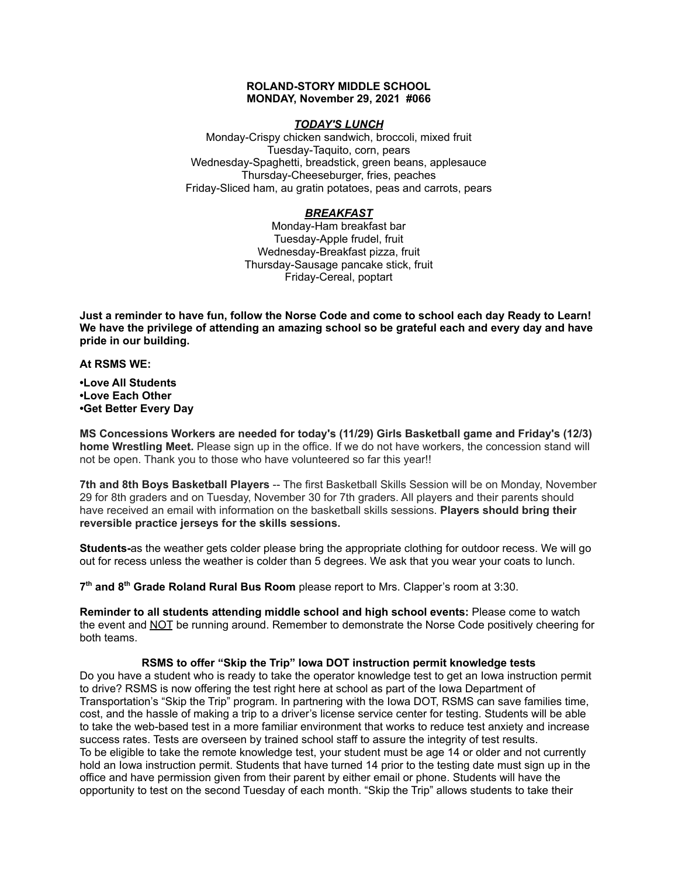**ROLAND-STORY MIDDLE SCHOOL**
**MONDAY, November 29, 2021 #066**

***TODAY'S LUNCH***

Monday-Crispy chicken sandwich, broccoli, mixed fruit
Tuesday-Taquito, corn, pears
Wednesday-Spaghetti, breadstick, green beans, applesauce
Thursday-Cheeseburger, fries, peaches
Friday-Sliced ham, au gratin potatoes, peas and carrots, pears

***BREAKFAST***

Monday-Ham breakfast bar
Tuesday-Apple frudel, fruit
Wednesday-Breakfast pizza, fruit
Thursday-Sausage pancake stick, fruit
Friday-Cereal, poptart

**Just a reminder to have fun, follow the Norse Code and come to school each day Ready to Learn! We have the privilege of attending an amazing school so be grateful each and every day and have pride in our building.**

**At RSMS WE:**

**•Love All Students**
**•Love Each Other**
**•Get Better Every Day**

**MS Concessions Workers are needed for today's (11/29) Girls Basketball game and Friday's (12/3) home Wrestling Meet.** Please sign up in the office. If we do not have workers, the concession stand will not be open. Thank you to those who have volunteered so far this year!!

**7th and 8th Boys Basketball Players** -- The first Basketball Skills Session will be on Monday, November 29 for 8th graders and on Tuesday, November 30 for 7th graders. All players and their parents should have received an email with information on the basketball skills sessions. **Players should bring their reversible practice jerseys for the skills sessions.**

**Students-**as the weather gets colder please bring the appropriate clothing for outdoor recess. We will go out for recess unless the weather is colder than 5 degrees. We ask that you wear your coats to lunch.

**7th and 8th Grade Roland Rural Bus Room** please report to Mrs. Clapper's room at 3:30.

**Reminder to all students attending middle school and high school events:** Please come to watch the event and NOT be running around. Remember to demonstrate the Norse Code positively cheering for both teams.

**RSMS to offer "Skip the Trip" Iowa DOT instruction permit knowledge tests**

Do you have a student who is ready to take the operator knowledge test to get an Iowa instruction permit to drive? RSMS is now offering the test right here at school as part of the Iowa Department of Transportation's "Skip the Trip" program. In partnering with the Iowa DOT, RSMS can save families time, cost, and the hassle of making a trip to a driver's license service center for testing. Students will be able to take the web-based test in a more familiar environment that works to reduce test anxiety and increase success rates. Tests are overseen by trained school staff to assure the integrity of test results.
To be eligible to take the remote knowledge test, your student must be age 14 or older and not currently hold an Iowa instruction permit. Students that have turned 14 prior to the testing date must sign up in the office and have permission given from their parent by either email or phone. Students will have the opportunity to test on the second Tuesday of each month. "Skip the Trip" allows students to take their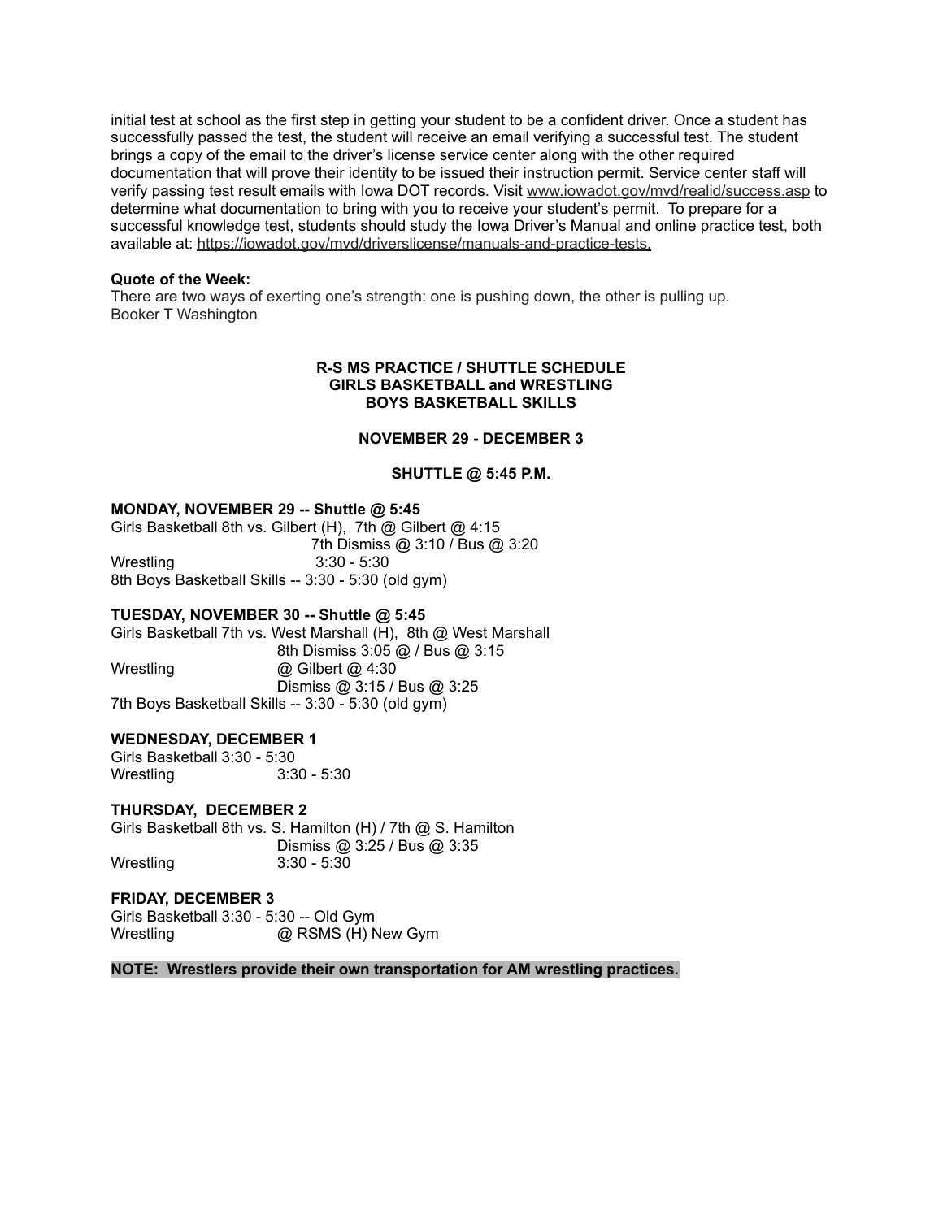initial test at school as the first step in getting your student to be a confident driver. Once a student has successfully passed the test, the student will receive an email verifying a successful test. The student brings a copy of the email to the driver's license service center along with the other required documentation that will prove their identity to be issued their instruction permit. Service center staff will verify passing test result emails with Iowa DOT records. Visit www.iowadot.gov/mvd/realid/success.asp to determine what documentation to bring with you to receive your student's permit. To prepare for a successful knowledge test, students should study the Iowa Driver's Manual and online practice test, both available at: https://iowadot.gov/mvd/driverslicense/manuals-and-practice-tests.

**Quote of the Week:**
There are two ways of exerting one's strength: one is pushing down, the other is pulling up.
Booker T Washington

**R-S MS PRACTICE / SHUTTLE SCHEDULE**
**GIRLS BASKETBALL and WRESTLING**
**BOYS BASKETBALL SKILLS**

**NOVEMBER 29 - DECEMBER 3**

**SHUTTLE @ 5:45 P.M.**

**MONDAY, NOVEMBER 29 -- Shuttle @ 5:45**
Girls Basketball 8th vs. Gilbert (H), 7th @ Gilbert @ 4:15
7th Dismiss @ 3:10 / Bus @ 3:20
Wrestling 3:30 - 5:30
8th Boys Basketball Skills -- 3:30 - 5:30 (old gym)

**TUESDAY, NOVEMBER 30 -- Shuttle @ 5:45**
Girls Basketball 7th vs. West Marshall (H), 8th @ West Marshall
8th Dismiss 3:05 @ / Bus @ 3:15
Wrestling @ Gilbert @ 4:30
Dismiss @ 3:15 / Bus @ 3:25
7th Boys Basketball Skills -- 3:30 - 5:30 (old gym)

**WEDNESDAY, DECEMBER 1**
Girls Basketball 3:30 - 5:30
Wrestling 3:30 - 5:30

**THURSDAY, DECEMBER 2**
Girls Basketball 8th vs. S. Hamilton (H) / 7th @ S. Hamilton
Dismiss @ 3:25 / Bus @ 3:35
Wrestling 3:30 - 5:30

**FRIDAY, DECEMBER 3**
Girls Basketball 3:30 - 5:30 -- Old Gym
Wrestling @ RSMS (H) New Gym

**NOTE: Wrestlers provide their own transportation for AM wrestling practices.**